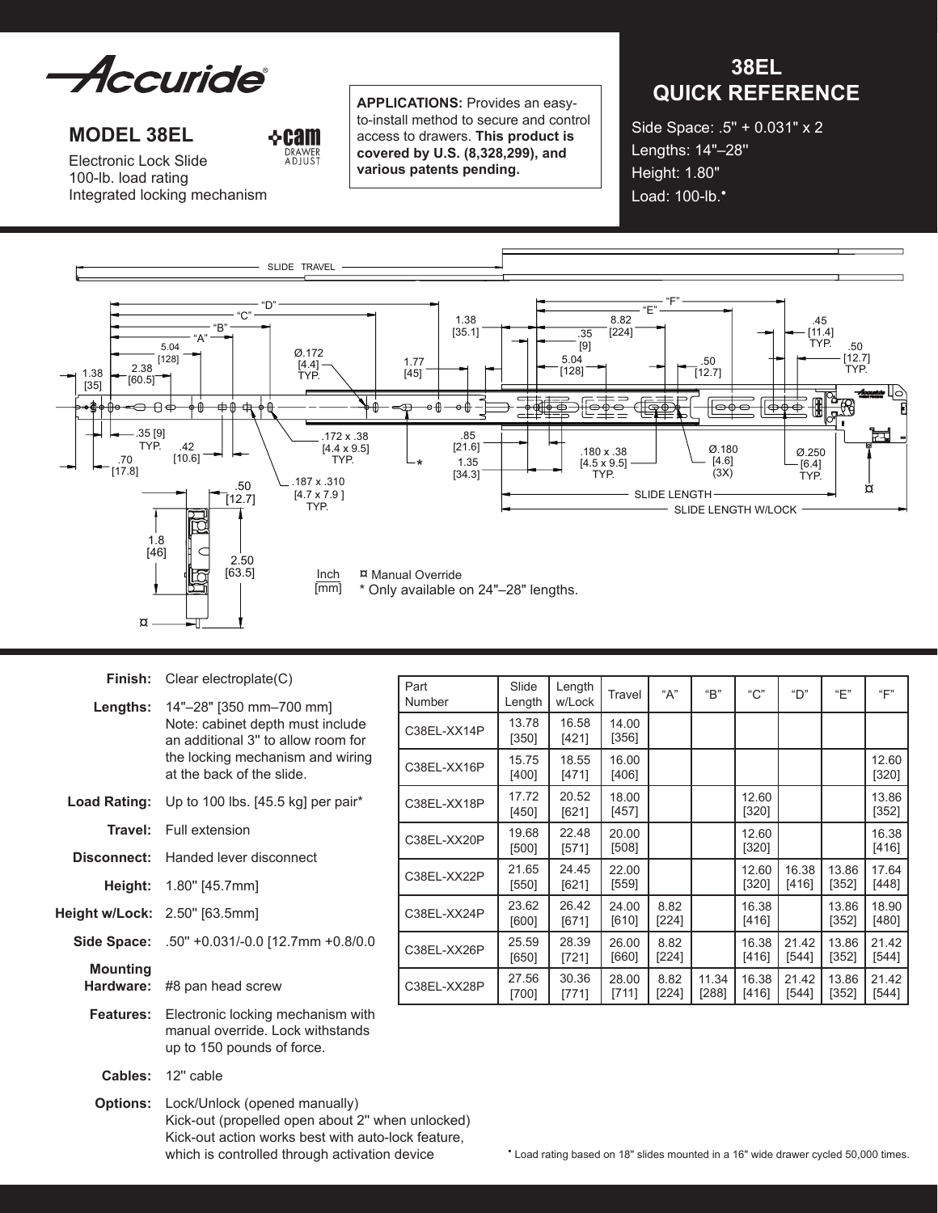# Accuride®

## MODEL 38EL

Electronic Lock Slide
100-lb. load rating
Integrated locking mechanism

cam DRAWER ADJUST

**APPLICATIONS:** Provides an easy-to-install method to secure and control access to drawers. **This product is covered by U.S. (8,328,299), and various patents pending.**

## 38EL QUICK REFERENCE

Side Space: .5" + 0.031" x 2
Lengths: 14"–28"
Height: 1.80"
Load: 100-lb.•

Inch [mm]

¤ Manual Override

* Only available on 24"–28" lengths.

**Finish:** Clear electroplate(C)

**Lengths:** 14"–28" [350 mm–700 mm]
Note: cabinet depth must include an additional 3" to allow room for the locking mechanism and wiring at the back of the slide.

**Load Rating:** Up to 100 lbs. [45.5 kg] per pair*

**Travel:** Full extension

**Disconnect:** Handed lever disconnect

**Height:** 1.80" [45.7mm]

**Height w/Lock:** 2.50" [63.5mm]

**Side Space:** .50" +0.031/-0.0 [12.7mm +0.8/0.0

**Mounting Hardware:** #8 pan head screw

**Features:** Electronic locking mechanism with manual override. Lock withstands up to 150 pounds of force.

**Cables:** 12" cable

**Options:** Lock/Unlock (opened manually)
Kick-out (propelled open about 2" when unlocked)
Kick-out action works best with auto-lock feature, which is controlled through activation device

| Part Number | Slide Length | Length w/Lock | Travel | "A" | "B" | "C" | "D" | "E" | "F" |
|---|---|---|---|---|---|---|---|---|---|
| C38EL-XX14P | 13.78 [350] | 16.58 [421] | 14.00 [356] | | | | | | |
| C38EL-XX16P | 15.75 [400] | 18.55 [471] | 16.00 [406] | | | | | | 12.60 [320] |
| C38EL-XX18P | 17.72 [450] | 20.52 [621] | 18.00 [457] | | | 12.60 [320] | | | 13.86 [352] |
| C38EL-XX20P | 19.68 [500] | 22.48 [571] | 20.00 [508] | | | 12.60 [320] | | | 16.38 [416] |
| C38EL-XX22P | 21.65 [550] | 24.45 [621] | 22.00 [559] | | | 12.60 [320] | 16.38 [416] | 13.86 [352] | 17.64 [448] |
| C38EL-XX24P | 23.62 [600] | 26.42 [671] | 24.00 [610] | 8.82 [224] | | 16.38 [416] | | 13.86 [352] | 18.90 [480] |
| C38EL-XX26P | 25.59 [650] | 28.39 [721] | 26.00 [660] | 8.82 [224] | | 16.38 [416] | 21.42 [544] | 13.86 [352] | 21.42 [544] |
| C38EL-XX28P | 27.56 [700] | 30.36 [771] | 28.00 [711] | 8.82 [224] | 11.34 [288] | 16.38 [416] | 21.42 [544] | 13.86 [352] | 21.42 [544] |

• Load rating based on 18" slides mounted in a 16" wide drawer cycled 50,000 times.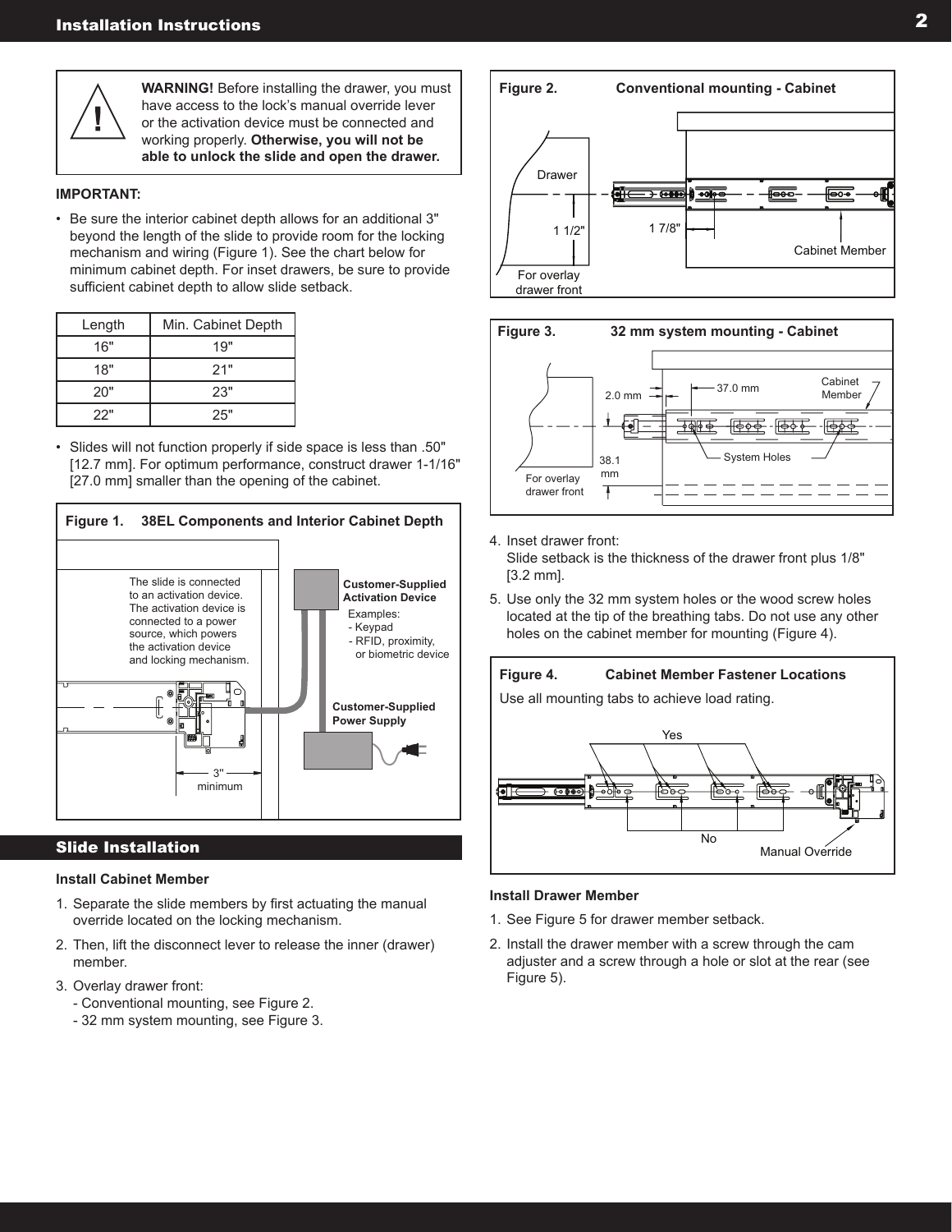**WARNING!** Before installing the drawer, you must have access to the lock's manual override lever or the activation device must be connected and working properly. **Otherwise, you will not be able to unlock the slide and open the drawer.**

**IMPORTANT:**

- Be sure the interior cabinet depth allows for an additional 3" beyond the length of the slide to provide room for the locking mechanism and wiring (Figure 1). See the chart below for minimum cabinet depth. For inset drawers, be sure to provide sufficient cabinet depth to allow slide setback.

| Length | Min. Cabinet Depth |
|---|---|
| 16" | 19" |
| 18" | 21" |
| 20" | 23" |
| 22" | 25" |

- Slides will not function properly if side space is less than .50" [12.7 mm]. For optimum performance, construct drawer 1-1/16" [27.0 mm] smaller than the opening of the cabinet.

**Figure 1. 38EL Components and Interior Cabinet Depth**

The slide is connected to an activation device. The activation device is connected to a power source, which powers the activation device and locking mechanism.

**Customer-Supplied Activation Device**
Examples:
- Keypad
- RFID, proximity, or biometric device

**Customer-Supplied Power Supply**

3" minimum

## Slide Installation

**Install Cabinet Member**

1. Separate the slide members by first actuating the manual override located on the locking mechanism.
2. Then, lift the disconnect lever to release the inner (drawer) member.
3. Overlay drawer front:
   - Conventional mounting, see Figure 2.
   - 32 mm system mounting, see Figure 3.

**Figure 2. Conventional mounting - Cabinet**

Drawer; 1 1/2"; 1 7/8"; Cabinet Member; For overlay drawer front

**Figure 3. 32 mm system mounting - Cabinet**

2.0 mm; 37.0 mm; Cabinet Member; System Holes; 38.1 mm; For overlay drawer front

4. Inset drawer front:
   Slide setback is the thickness of the drawer front plus 1/8" [3.2 mm].
5. Use only the 32 mm system holes or the wood screw holes located at the tip of the breathing tabs. Do not use any other holes on the cabinet member for mounting (Figure 4).

**Figure 4. Cabinet Member Fastener Locations**

Use all mounting tabs to achieve load rating.

Yes; No; Manual Override

**Install Drawer Member**

1. See Figure 5 for drawer member setback.
2. Install the drawer member with a screw through the cam adjuster and a screw through a hole or slot at the rear (see Figure 5).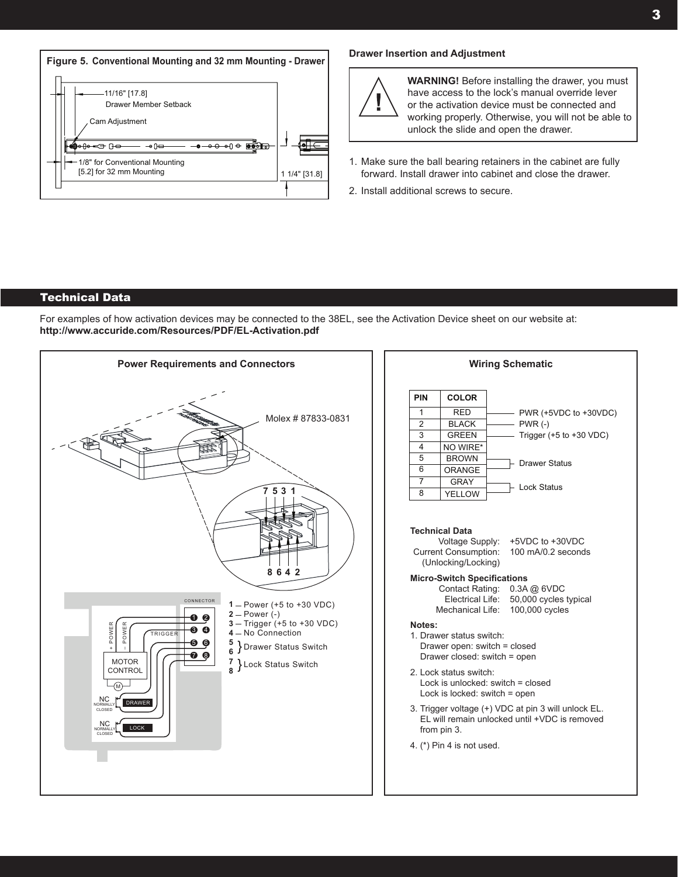**Figure 5. Conventional Mounting and 32 mm Mounting - Drawer**

11/16" [17.8]
Drawer Member Setback

Cam Adjustment

1/8" for Conventional Mounting
[5.2] for 32 mm Mounting

1 1/4" [31.8]

### Drawer Insertion and Adjustment

**WARNING!** Before installing the drawer, you must have access to the lock's manual override lever or the activation device must be connected and working properly. Otherwise, you will not be able to unlock the slide and open the drawer.

1. Make sure the ball bearing retainers in the cabinet are fully forward. Install drawer into cabinet and close the drawer.
2. Install additional screws to secure.

## Technical Data

For examples of how activation devices may be connected to the 38EL, see the Activation Device sheet on our website at:
**http://www.accuride.com/Resources/PDF/EL-Activation.pdf**

### Power Requirements and Connectors

Molex # 87833-0831

7 5 3 1

8 6 4 2

CONNECTOR

+ POWER
– POWER
TRIGGER
MOTOR CONTROL
M
NC NORMALLY CLOSED DRAWER
NC NORMALLY CLOSED LOCK

1 — Power (+5 to +30 VDC)
2 — Power (-)
3 — Trigger (+5 to +30 VDC)
4 — No Connection
5, 6 } Drawer Status Switch
7, 8 } Lock Status Switch

### Wiring Schematic

| PIN | COLOR | |
|---|---|---|
| 1 | RED | PWR (+5VDC to +30VDC) |
| 2 | BLACK | PWR (-) |
| 3 | GREEN | Trigger (+5 to +30 VDC) |
| 4 | NO WIRE* | |
| 5 | BROWN | Drawer Status |
| 6 | ORANGE | |
| 7 | GRAY | Lock Status |
| 8 | YELLOW | |

**Technical Data**

| | |
|---|---|
| Voltage Supply: | +5VDC to +30VDC |
| Current Consumption: (Unlocking/Locking) | 100 mA/0.2 seconds |

**Micro-Switch Specifications**

| | |
|---|---|
| Contact Rating: | 0.3A @ 6VDC |
| Electrical Life: | 50,000 cycles typical |
| Mechanical Life: | 100,000 cycles |

**Notes:**

1. Drawer status switch:
   Drawer open: switch = closed
   Drawer closed: switch = open
2. Lock status switch:
   Lock is unlocked: switch = closed
   Lock is locked: switch = open
3. Trigger voltage (+) VDC at pin 3 will unlock EL. EL will remain unlocked until +VDC is removed from pin 3.
4. (*) Pin 4 is not used.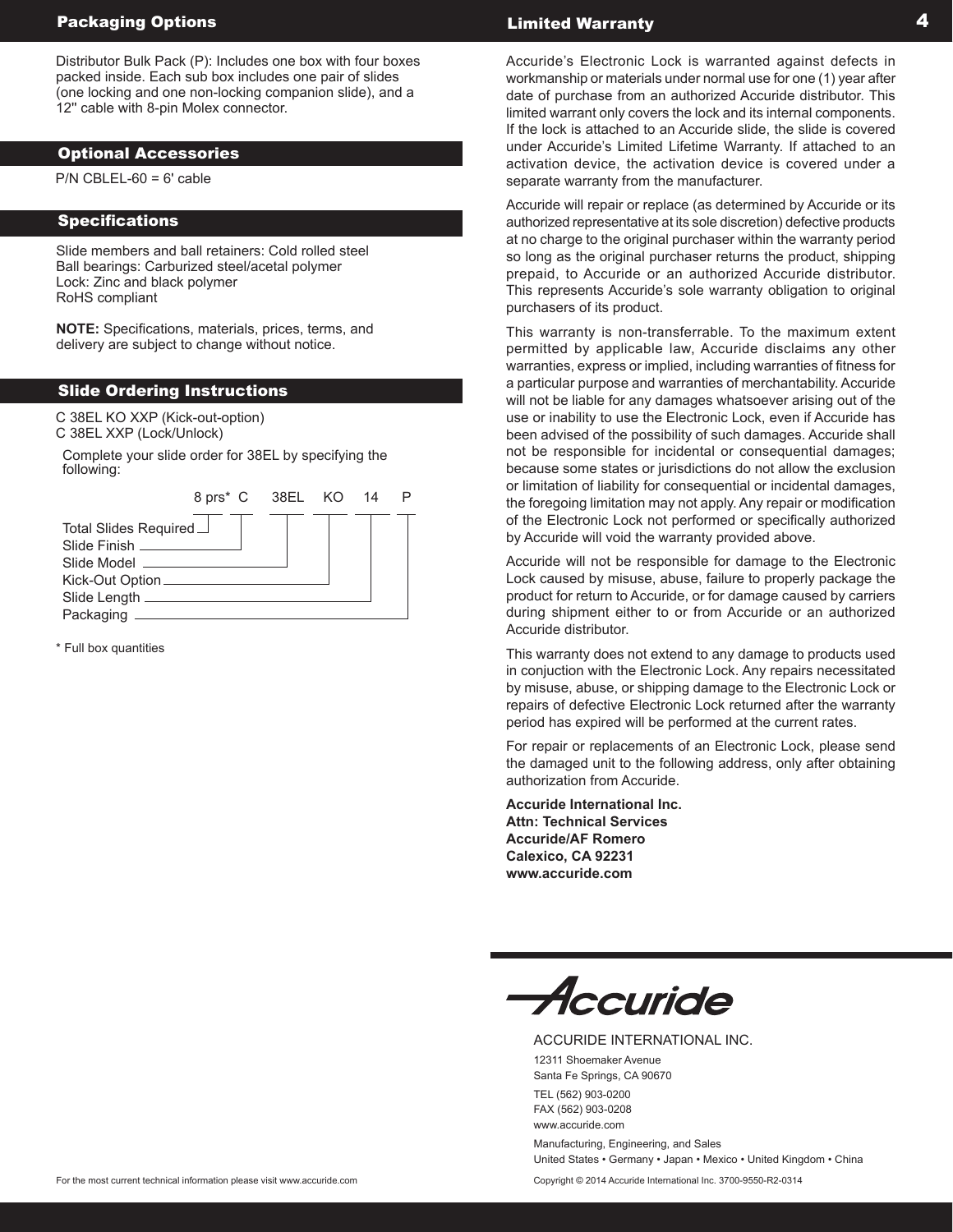## Packaging Options

Distributor Bulk Pack (P): Includes one box with four boxes packed inside. Each sub box includes one pair of slides (one locking and one non-locking companion slide), and a 12'' cable with 8-pin Molex connector.

## Optional Accessories

P/N CBLEL-60 = 6' cable

## Specifications

Slide members and ball retainers: Cold rolled steel
Ball bearings: Carburized steel/acetal polymer
Lock: Zinc and black polymer
RoHS compliant

**NOTE:** Specifications, materials, prices, terms, and delivery are subject to change without notice.

## Slide Ordering Instructions

C 38EL KO XXP (Kick-out-option)
C 38EL XXP (Lock/Unlock)

Complete your slide order for 38EL by specifying the following:

8 prs* C 38EL KO 14 P

- Total Slides Required — 8 prs*
- Slide Finish — C
- Slide Model — 38EL
- Kick-Out Option — KO
- Slide Length — 14
- Packaging — P

* Full box quantities

## Limited Warranty

Accuride's Electronic Lock is warranted against defects in workmanship or materials under normal use for one (1) year after date of purchase from an authorized Accuride distributor. This limited warrant only covers the lock and its internal components. If the lock is attached to an Accuride slide, the slide is covered under Accuride's Limited Lifetime Warranty. If attached to an activation device, the activation device is covered under a separate warranty from the manufacturer.

Accuride will repair or replace (as determined by Accuride or its authorized representative at its sole discretion) defective products at no charge to the original purchaser within the warranty period so long as the original purchaser returns the product, shipping prepaid, to Accuride or an authorized Accuride distributor. This represents Accuride's sole warranty obligation to original purchasers of its product.

This warranty is non-transferrable. To the maximum extent permitted by applicable law, Accuride disclaims any other warranties, express or implied, including warranties of fitness for a particular purpose and warranties of merchantability. Accuride will not be liable for any damages whatsoever arising out of the use or inability to use the Electronic Lock, even if Accuride has been advised of the possibility of such damages. Accuride shall not be responsible for incidental or consequential damages; because some states or jurisdictions do not allow the exclusion or limitation of liability for consequential or incidental damages, the foregoing limitation may not apply. Any repair or modification of the Electronic Lock not performed or specifically authorized by Accuride will void the warranty provided above.

Accuride will not be responsible for damage to the Electronic Lock caused by misuse, abuse, failure to properly package the product for return to Accuride, or for damage caused by carriers during shipment either to or from Accuride or an authorized Accuride distributor.

This warranty does not extend to any damage to products used in conjuction with the Electronic Lock. Any repairs necessitated by misuse, abuse, or shipping damage to the Electronic Lock or repairs of defective Electronic Lock returned after the warranty period has expired will be performed at the current rates.

For repair or replacements of an Electronic Lock, please send the damaged unit to the following address, only after obtaining authorization from Accuride.

**Accuride International Inc.**
**Attn: Technical Services**
**Accuride/AF Romero**
**Calexico, CA 92231**
**www.accuride.com**

Accuride

ACCURIDE INTERNATIONAL INC.

12311 Shoemaker Avenue
Santa Fe Springs, CA 90670

TEL (562) 903-0200
FAX (562) 903-0208
www.accuride.com

Manufacturing, Engineering, and Sales
United States • Germany • Japan • Mexico • United Kingdom • China

For the most current technical information please visit www.accuride.com

Copyright © 2014 Accuride International Inc. 3700-9550-R2-0314